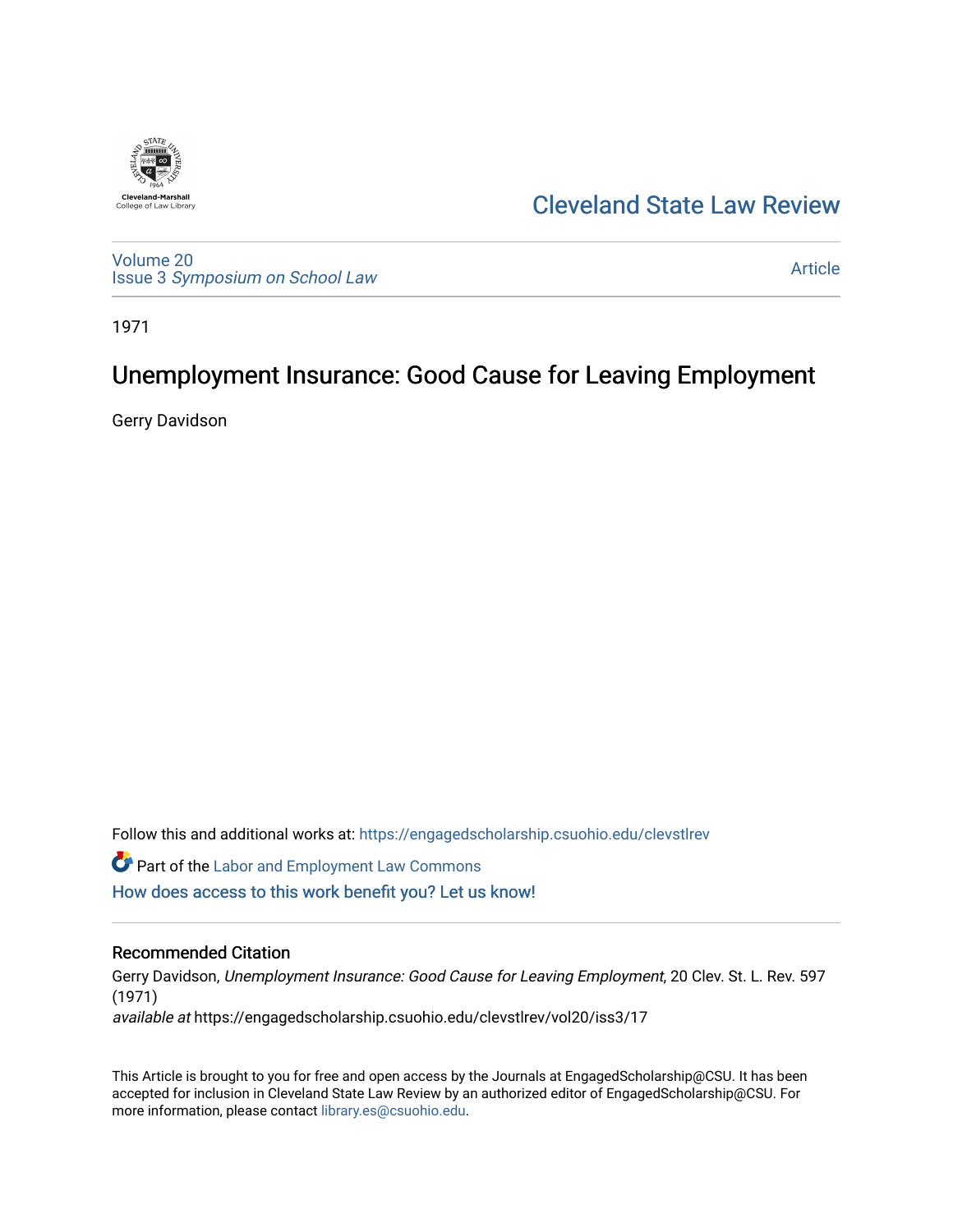Cleveland State Law Review

Volume 20
Issue 3 *Symposium on School Law*

Article

1971

# Unemployment Insurance: Good Cause for Leaving Employment

Gerry Davidson

Follow this and additional works at: https://engagedscholarship.csuohio.edu/clevstlrev

Part of the Labor and Employment Law Commons

How does access to this work benefit you? Let us know!

## Recommended Citation

Gerry Davidson, *Unemployment Insurance: Good Cause for Leaving Employment*, 20 Clev. St. L. Rev. 597 (1971)

*available at* https://engagedscholarship.csuohio.edu/clevstlrev/vol20/iss3/17

This Article is brought to you for free and open access by the Journals at EngagedScholarship@CSU. It has been accepted for inclusion in Cleveland State Law Review by an authorized editor of EngagedScholarship@CSU. For more information, please contact library.es@csuohio.edu.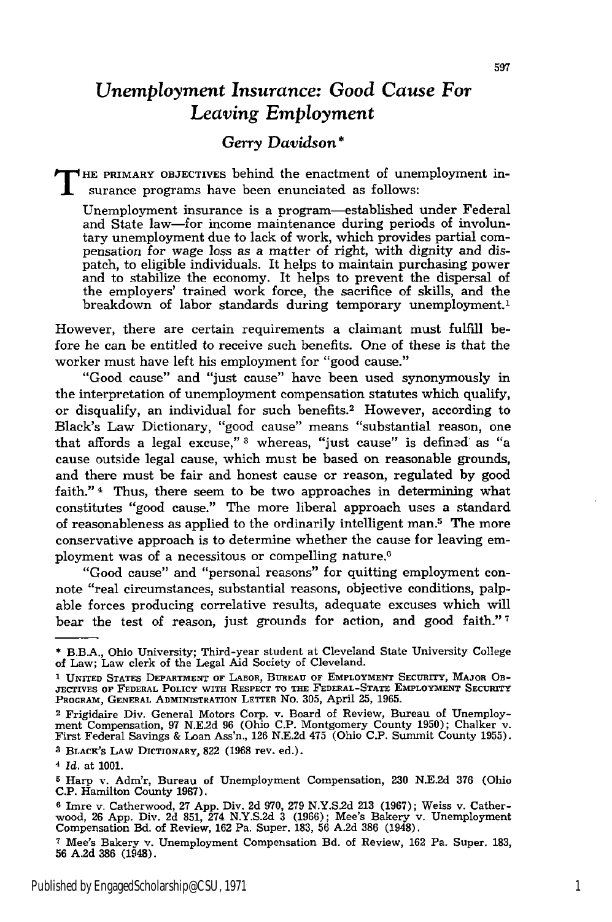# Unemployment Insurance: Good Cause For Leaving Employment

## Gerry Davidson*

THE PRIMARY OBJECTIVES behind the enactment of unemployment insurance programs have been enunciated as follows:

> Unemployment insurance is a program—established under Federal and State law—for income maintenance during periods of involuntary unemployment due to lack of work, which provides partial compensation for wage loss as a matter of right, with dignity and dispatch, to eligible individuals. It helps to maintain purchasing power and to stabilize the economy. It helps to prevent the dispersal of the employers' trained work force, the sacrifice of skills, and the breakdown of labor standards during temporary unemployment.[1]

However, there are certain requirements a claimant must fulfill before he can be entitled to receive such benefits. One of these is that the worker must have left his employment for "good cause."

"Good cause" and "just cause" have been used synonymously in the interpretation of unemployment compensation statutes which qualify, or disqualify, an individual for such benefits.[2] However, according to Black's Law Dictionary, "good cause" means "substantial reason, one that affords a legal excuse,"[3] whereas, "just cause" is defined as "a cause outside legal cause, which must be based on reasonable grounds, and there must be fair and honest cause or reason, regulated by good faith."[4] Thus, there seem to be two approaches in determining what constitutes "good cause." The more liberal approach uses a standard of reasonableness as applied to the ordinarily intelligent man.[5] The more conservative approach is to determine whether the cause for leaving employment was of a necessitous or compelling nature.[6]

"Good cause" and "personal reasons" for quitting employment connote "real circumstances, substantial reasons, objective conditions, palpable forces producing correlative results, adequate excuses which will bear the test of reason, just grounds for action, and good faith."[7]

---

\* B.B.A., Ohio University; Third-year student at Cleveland State University College of Law; Law clerk of the Legal Aid Society of Cleveland.

1 UNITED STATES DEPARTMENT OF LABOR, BUREAU OF EMPLOYMENT SECURITY, MAJOR OBJECTIVES OF FEDERAL POLICY WITH RESPECT TO THE FEDERAL-STATE EMPLOYMENT SECURITY PROGRAM, GENERAL ADMINISTRATION LETTER No. 305, April 25, 1965.

2 Frigidaire Div. General Motors Corp. v. Board of Review, Bureau of Unemployment Compensation, 97 N.E.2d 96 (Ohio C.P. Montgomery County 1950); Chalker v. First Federal Savings & Loan Ass'n., 126 N.E.2d 475 (Ohio C.P. Summit County 1955).

3 BLACK'S LAW DICTIONARY, 822 (1968 rev. ed.).

4 *Id.* at 1001.

5 Harp v. Adm'r, Bureau of Unemployment Compensation, 230 N.E.2d 376 (Ohio C.P. Hamilton County 1967).

6 Imre v. Catherwood, 27 App. Div. 2d 970, 279 N.Y.S.2d 213 (1967); Weiss v. Catherwood, 26 App. Div. 2d 851, 274 N.Y.S.2d 3 (1966); Mee's Bakery v. Unemployment Compensation Bd. of Review, 162 Pa. Super. 183, 56 A.2d 386 (1948).

7 Mee's Bakery v. Unemployment Compensation Bd. of Review, 162 Pa. Super. 183, 56 A.2d 386 (1948).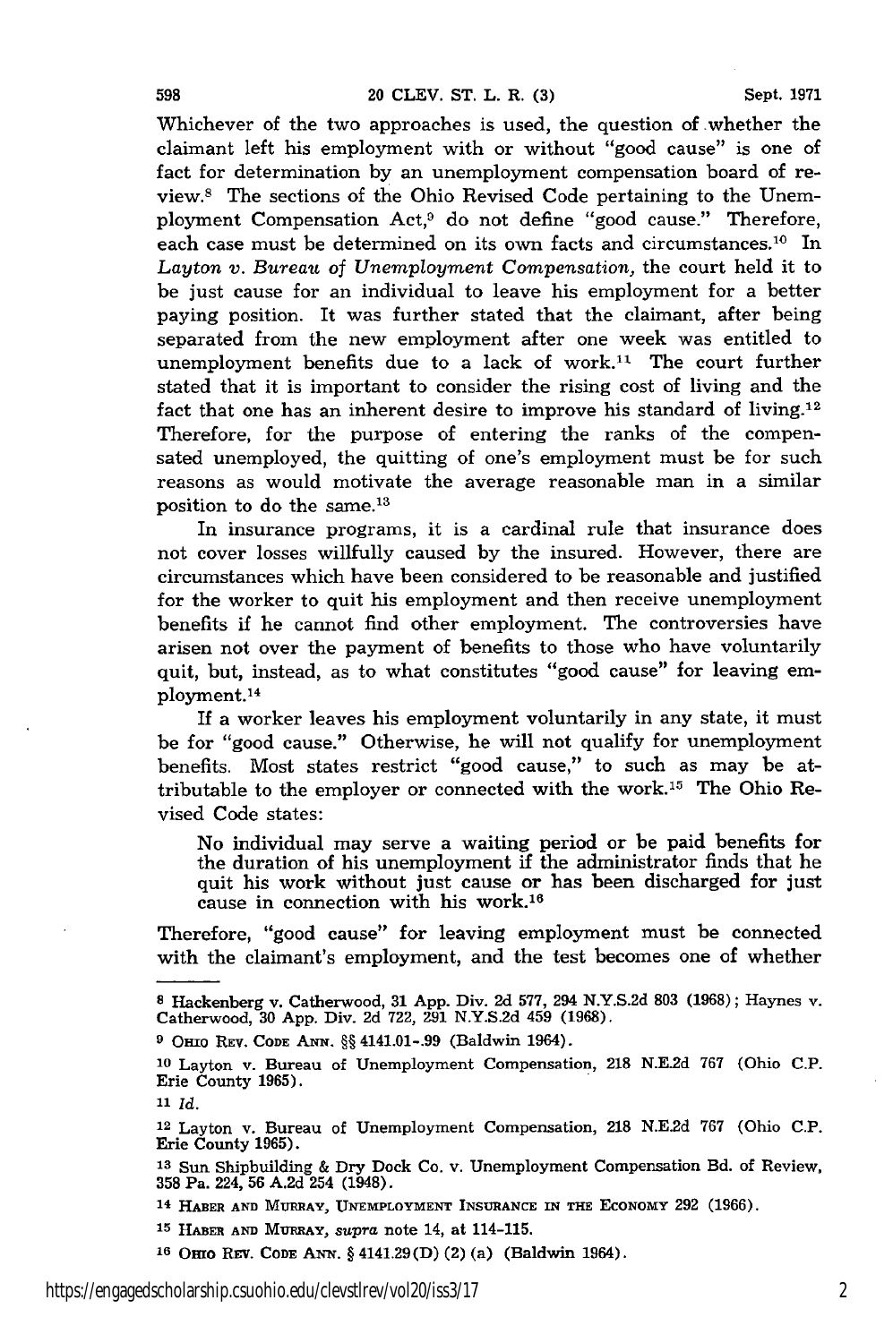Whichever of the two approaches is used, the question of whether the claimant left his employment with or without "good cause" is one of fact for determination by an unemployment compensation board of review.[8] The sections of the Ohio Revised Code pertaining to the Unemployment Compensation Act,[9] do not define "good cause." Therefore, each case must be determined on its own facts and circumstances.[10] In *Layton v. Bureau of Unemployment Compensation*, the court held it to be just cause for an individual to leave his employment for a better paying position. It was further stated that the claimant, after being separated from the new employment after one week was entitled to unemployment benefits due to a lack of work.[11] The court further stated that it is important to consider the rising cost of living and the fact that one has an inherent desire to improve his standard of living.[12] Therefore, for the purpose of entering the ranks of the compensated unemployed, the quitting of one's employment must be for such reasons as would motivate the average reasonable man in a similar position to do the same.[13]

In insurance programs, it is a cardinal rule that insurance does not cover losses willfully caused by the insured. However, there are circumstances which have been considered to be reasonable and justified for the worker to quit his employment and then receive unemployment benefits if he cannot find other employment. The controversies have arisen not over the payment of benefits to those who have voluntarily quit, but, instead, as to what constitutes "good cause" for leaving employment.[14]

If a worker leaves his employment voluntarily in any state, it must be for "good cause." Otherwise, he will not qualify for unemployment benefits. Most states restrict "good cause," to such as may be attributable to the employer or connected with the work.[15] The Ohio Revised Code states:

> No individual may serve a waiting period or be paid benefits for the duration of his unemployment if the administrator finds that he quit his work without just cause or has been discharged for just cause in connection with his work.[16]

Therefore, "good cause" for leaving employment must be connected with the claimant's employment, and the test becomes one of whether

---

[8] Hackenberg v. Catherwood, 31 App. Div. 2d 577, 294 N.Y.S.2d 803 (1968); Haynes v. Catherwood, 30 App. Div. 2d 722, 291 N.Y.S.2d 459 (1968).

[9] OHIO REV. CODE ANN. §§ 4141.01-.99 (Baldwin 1964).

[10] Layton v. Bureau of Unemployment Compensation, 218 N.E.2d 767 (Ohio C.P. Erie County 1965).

[11] *Id.*

[12] Layton v. Bureau of Unemployment Compensation, 218 N.E.2d 767 (Ohio C.P. Erie County 1965).

[13] Sun Shipbuilding & Dry Dock Co. v. Unemployment Compensation Bd. of Review, 358 Pa. 224, 56 A.2d 254 (1948).

[14] HABER AND MURRAY, UNEMPLOYMENT INSURANCE IN THE ECONOMY 292 (1966).

[15] HABER AND MURRAY, *supra* note 14, at 114-115.

[16] OHIO REV. CODE ANN. § 4141.29(D) (2) (a) (Baldwin 1964).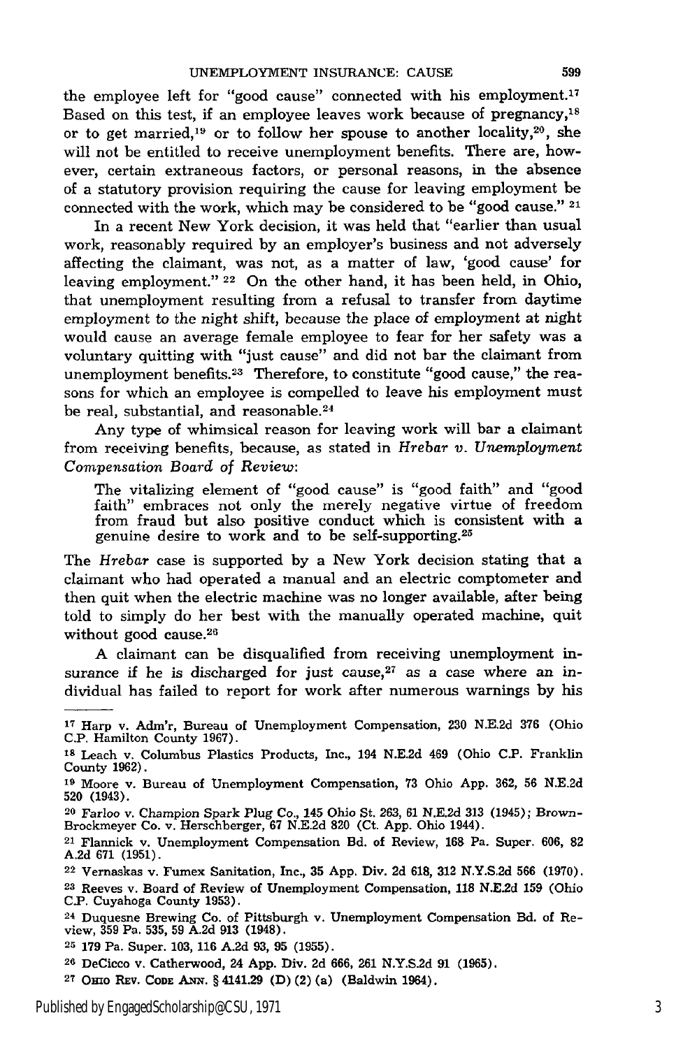the employee left for "good cause" connected with his employment.[17] Based on this test, if an employee leaves work because of pregnancy,[18] or to get married,[19] or to follow her spouse to another locality,[20], she will not be entitled to receive unemployment benefits. There are, however, certain extraneous factors, or personal reasons, in the absence of a statutory provision requiring the cause for leaving employment be connected with the work, which may be considered to be "good cause." [21]

In a recent New York decision, it was held that "earlier than usual work, reasonably required by an employer's business and not adversely affecting the claimant, was not, as a matter of law, 'good cause' for leaving employment." [22] On the other hand, it has been held, in Ohio, that unemployment resulting from a refusal to transfer from daytime employment to the night shift, because the place of employment at night would cause an average female employee to fear for her safety was a voluntary quitting with "just cause" and did not bar the claimant from unemployment benefits.[23] Therefore, to constitute "good cause," the reasons for which an employee is compelled to leave his employment must be real, substantial, and reasonable.[24]

Any type of whimsical reason for leaving work will bar a claimant from receiving benefits, because, as stated in *Hrebar v. Unemployment Compensation Board of Review*:

> The vitalizing element of "good cause" is "good faith" and "good faith" embraces not only the merely negative virtue of freedom from fraud but also positive conduct which is consistent with a genuine desire to work and to be self-supporting.[25]

The *Hrebar* case is supported by a New York decision stating that a claimant who had operated a manual and an electric comptometer and then quit when the electric machine was no longer available, after being told to simply do her best with the manually operated machine, quit without good cause.[26]

A claimant can be disqualified from receiving unemployment insurance if he is discharged for just cause,[27] as a case where an individual has failed to report for work after numerous warnings by his

---

[17] Harp v. Adm'r, Bureau of Unemployment Compensation, 230 N.E.2d 376 (Ohio C.P. Hamilton County 1967).

[18] Leach v. Columbus Plastics Products, Inc., 194 N.E.2d 469 (Ohio C.P. Franklin County 1962).

[19] Moore v. Bureau of Unemployment Compensation, 73 Ohio App. 362, 56 N.E.2d 520 (1943).

[20] Farloo v. Champion Spark Plug Co., 145 Ohio St. 263, 61 N.E.2d 313 (1945); Brown-Brockmeyer Co. v. Herschberger, 67 N.E.2d 820 (Ct. App. Ohio 1944).

[21] Flannick v. Unemployment Compensation Bd. of Review, 168 Pa. Super. 606, 82 A.2d 671 (1951).

[22] Vernaskas v. Fumex Sanitation, Inc., 35 App. Div. 2d 618, 312 N.Y.S.2d 566 (1970).

[23] Reeves v. Board of Review of Unemployment Compensation, 118 N.E.2d 159 (Ohio C.P. Cuyahoga County 1953).

[24] Duquesne Brewing Co. of Pittsburgh v. Unemployment Compensation Bd. of Review, 359 Pa. 535, 59 A.2d 913 (1948).

[25] 179 Pa. Super. 103, 116 A.2d 93, 95 (1955).

[26] DeCicco v. Catherwood, 24 App. Div. 2d 666, 261 N.Y.S.2d 91 (1965).

[27] OHIO REV. CODE ANN. § 4141.29 (D) (2) (a) (Baldwin 1964).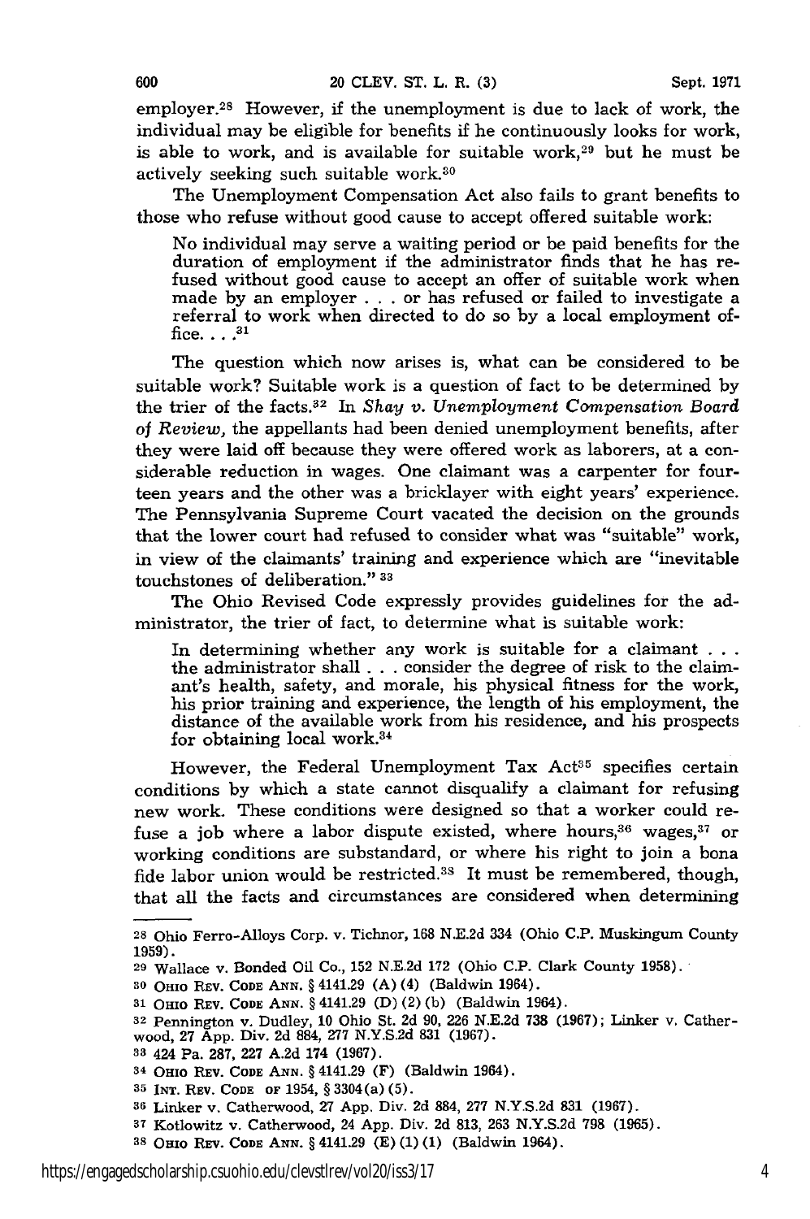employer.[28] However, if the unemployment is due to lack of work, the individual may be eligible for benefits if he continuously looks for work, is able to work, and is available for suitable work,[29] but he must be actively seeking such suitable work.[30]

The Unemployment Compensation Act also fails to grant benefits to those who refuse without good cause to accept offered suitable work:

> No individual may serve a waiting period or be paid benefits for the duration of employment if the administrator finds that he has refused without good cause to accept an offer of suitable work when made by an employer . . . or has refused or failed to investigate a referral to work when directed to do so by a local employment office. . . .[31]

The question which now arises is, what can be considered to be suitable work? Suitable work is a question of fact to be determined by the trier of the facts.[32] In *Shay v. Unemployment Compensation Board of Review,* the appellants had been denied unemployment benefits, after they were laid off because they were offered work as laborers, at a considerable reduction in wages. One claimant was a carpenter for fourteen years and the other was a bricklayer with eight years' experience. The Pennsylvania Supreme Court vacated the decision on the grounds that the lower court had refused to consider what was "suitable" work, in view of the claimants' training and experience which are "inevitable touchstones of deliberation." [33]

The Ohio Revised Code expressly provides guidelines for the administrator, the trier of fact, to determine what is suitable work:

> In determining whether any work is suitable for a claimant . . . the administrator shall . . . consider the degree of risk to the claimant's health, safety, and morale, his physical fitness for the work, his prior training and experience, the length of his employment, the distance of the available work from his residence, and his prospects for obtaining local work.[34]

However, the Federal Unemployment Tax Act[35] specifies certain conditions by which a state cannot disqualify a claimant for refusing new work. These conditions were designed so that a worker could refuse a job where a labor dispute existed, where hours,[36] wages,[37] or working conditions are substandard, or where his right to join a bona fide labor union would be restricted.[38] It must be remembered, though, that all the facts and circumstances are considered when determining

---

28 Ohio Ferro-Alloys Corp. v. Tichnor, 168 N.E.2d 334 (Ohio C.P. Muskingum County 1959).

29 Wallace v. Bonded Oil Co., 152 N.E.2d 172 (Ohio C.P. Clark County 1958).

30 Ohio Rev. Code Ann. § 4141.29 (A) (4) (Baldwin 1964).

31 Ohio Rev. Code Ann. § 4141.29 (D) (2) (b) (Baldwin 1964).

32 Pennington v. Dudley, 10 Ohio St. 2d 90, 226 N.E.2d 738 (1967); Linker v. Catherwood, 27 App. Div. 2d 884, 277 N.Y.S.2d 831 (1967).

33 424 Pa. 287, 227 A.2d 174 (1967).

34 Ohio Rev. Code Ann. § 4141.29 (F) (Baldwin 1964).

35 Int. Rev. Code of 1954, § 3304(a) (5).

36 Linker v. Catherwood, 27 App. Div. 2d 884, 277 N.Y.S.2d 831 (1967).

37 Kotlowitz v. Catherwood, 24 App. Div. 2d 813, 263 N.Y.S.2d 798 (1965).

38 Ohio Rev. Code Ann. § 4141.29 (E) (1) (1) (Baldwin 1964).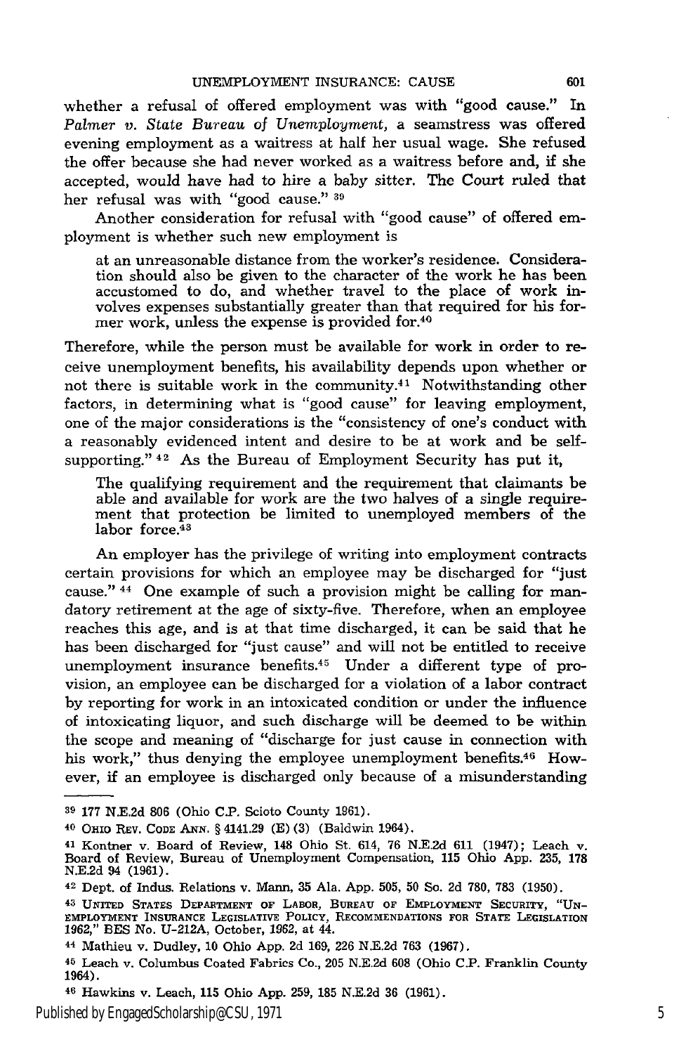whether a refusal of offered employment was with "good cause." In *Palmer v. State Bureau of Unemployment*, a seamstress was offered evening employment as a waitress at half her usual wage. She refused the offer because she had never worked as a waitress before and, if she accepted, would have had to hire a baby sitter. The Court ruled that her refusal was with "good cause." [39]

Another consideration for refusal with "good cause" of offered employment is whether such new employment is

> at an unreasonable distance from the worker's residence. Consideration should also be given to the character of the work he has been accustomed to do, and whether travel to the place of work involves expenses substantially greater than that required for his former work, unless the expense is provided for.[40]

Therefore, while the person must be available for work in order to receive unemployment benefits, his availability depends upon whether or not there is suitable work in the community.[41] Notwithstanding other factors, in determining what is "good cause" for leaving employment, one of the major considerations is the "consistency of one's conduct with a reasonably evidenced intent and desire to be at work and be self-supporting." [42] As the Bureau of Employment Security has put it,

> The qualifying requirement and the requirement that claimants be able and available for work are the two halves of a single requirement that protection be limited to unemployed members of the labor force.[43]

An employer has the privilege of writing into employment contracts certain provisions for which an employee may be discharged for "just cause." [44] One example of such a provision might be calling for mandatory retirement at the age of sixty-five. Therefore, when an employee reaches this age, and is at that time discharged, it can be said that he has been discharged for "just cause" and will not be entitled to receive unemployment insurance benefits.[45] Under a different type of provision, an employee can be discharged for a violation of a labor contract by reporting for work in an intoxicated condition or under the influence of intoxicating liquor, and such discharge will be deemed to be within the scope and meaning of "discharge for just cause in connection with his work," thus denying the employee unemployment benefits.[46] However, if an employee is discharged only because of a misunderstanding

---

[39] 177 N.E.2d 806 (Ohio C.P. Scioto County 1961).

[40] OHIO REV. CODE ANN. § 4141.29 (E) (3) (Baldwin 1964).

[41] Kontner v. Board of Review, 148 Ohio St. 614, 76 N.E.2d 611 (1947); Leach v. Board of Review, Bureau of Unemployment Compensation, 115 Ohio App. 235, 178 N.E.2d 94 (1961).

[42] Dept. of Indus. Relations v. Mann, 35 Ala. App. 505, 50 So. 2d 780, 783 (1950).

[43] UNITED STATES DEPARTMENT OF LABOR, BUREAU OF EMPLOYMENT SECURITY, "UNEMPLOYMENT INSURANCE LEGISLATIVE POLICY, RECOMMENDATIONS FOR STATE LEGISLATION 1962," BES No. U-212A, October, 1962, at 44.

[44] Mathieu v. Dudley, 10 Ohio App. 2d 169, 226 N.E.2d 763 (1967).

[45] Leach v. Columbus Coated Fabrics Co., 205 N.E.2d 608 (Ohio C.P. Franklin County 1964).

[46] Hawkins v. Leach, 115 Ohio App. 259, 185 N.E.2d 36 (1961).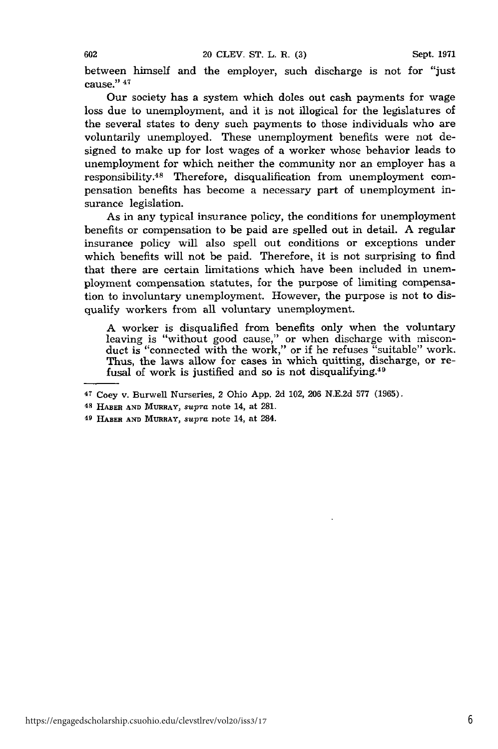between himself and the employer, such discharge is not for "just cause." [47]

Our society has a system which doles out cash payments for wage loss due to unemployment, and it is not illogical for the legislatures of the several states to deny such payments to those individuals who are voluntarily unemployed. These unemployment benefits were not designed to make up for lost wages of a worker whose behavior leads to unemployment for which neither the community nor an employer has a responsibility.[48] Therefore, disqualification from unemployment compensation benefits has become a necessary part of unemployment insurance legislation.

As in any typical insurance policy, the conditions for unemployment benefits or compensation to be paid are spelled out in detail. A regular insurance policy will also spell out conditions or exceptions under which benefits will not be paid. Therefore, it is not surprising to find that there are certain limitations which have been included in unemployment compensation statutes, for the purpose of limiting compensation to involuntary unemployment. However, the purpose is not to disqualify workers from all voluntary unemployment.

> A worker is disqualified from benefits only when the voluntary leaving is "without good cause," or when discharge with misconduct is "connected with the work," or if he refuses "suitable" work. Thus, the laws allow for cases in which quitting, discharge, or refusal of work is justified and so is not disqualifying.[49]

---

[47] Coey v. Burwell Nurseries, 2 Ohio App. 2d 102, 206 N.E.2d 577 (1965).

[48] HABER AND MURRAY, *supra* note 14, at 281.

[49] HABER AND MURRAY, *supra* note 14, at 284.